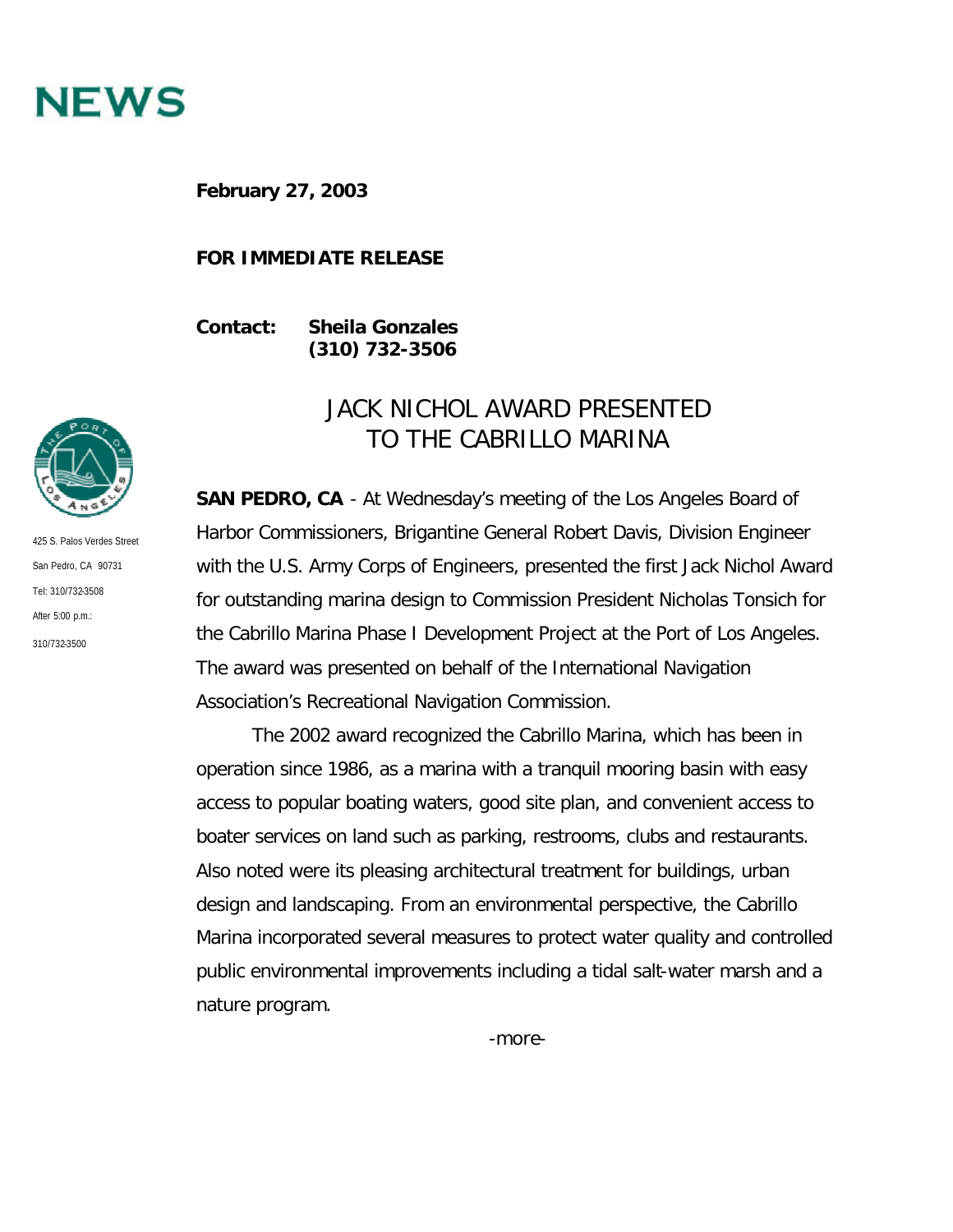# NEWS

**February 27, 2003**

**FOR IMMEDIATE RELEASE**

**Contact: Sheila Gonzales**
**(310) 732-3506**

425 S. Palos Verdes Street
San Pedro, CA 90731
Tel: 310/732-3508
After 5:00 p.m.:
310/732-3500

## JACK NICHOL AWARD PRESENTED TO THE CABRILLO MARINA

**SAN PEDRO, CA** - At Wednesday's meeting of the Los Angeles Board of Harbor Commissioners, Brigantine General Robert Davis, Division Engineer with the U.S. Army Corps of Engineers, presented the first Jack Nichol Award for outstanding marina design to Commission President Nicholas Tonsich for the Cabrillo Marina Phase I Development Project at the Port of Los Angeles. The award was presented on behalf of the International Navigation Association's Recreational Navigation Commission.

The 2002 award recognized the Cabrillo Marina, which has been in operation since 1986, as a marina with a tranquil mooring basin with easy access to popular boating waters, good site plan, and convenient access to boater services on land such as parking, restrooms, clubs and restaurants. Also noted were its pleasing architectural treatment for buildings, urban design and landscaping. From an environmental perspective, the Cabrillo Marina incorporated several measures to protect water quality and controlled public environmental improvements including a tidal salt-water marsh and a nature program.

-more-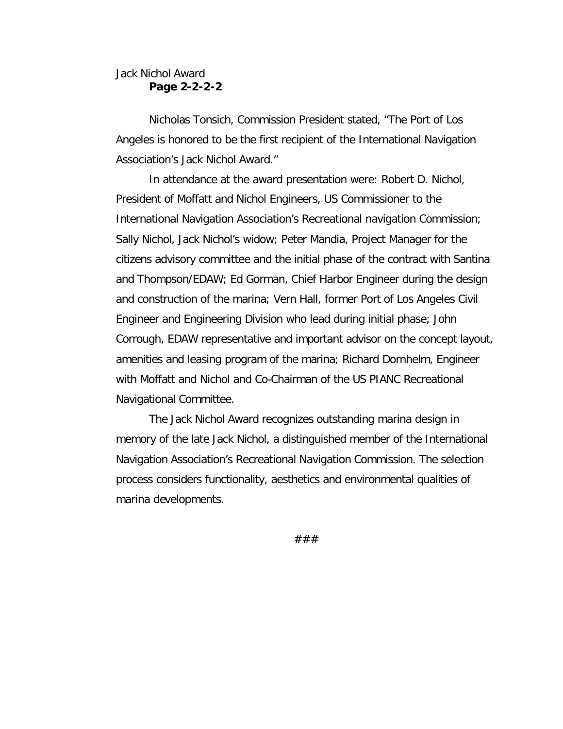Nicholas Tonsich, Commission President stated, "The Port of Los Angeles is honored to be the first recipient of the International Navigation Association's Jack Nichol Award."

In attendance at the award presentation were: Robert D. Nichol, President of Moffatt and Nichol Engineers, US Commissioner to the International Navigation Association's Recreational navigation Commission; Sally Nichol, Jack Nichol's widow; Peter Mandia, Project Manager for the citizens advisory committee and the initial phase of the contract with Santina and Thompson/EDAW; Ed Gorman, Chief Harbor Engineer during the design and construction of the marina; Vern Hall, former Port of Los Angeles Civil Engineer and Engineering Division who lead during initial phase; John Corrough, EDAW representative and important advisor on the concept layout, amenities and leasing program of the marina; Richard Dornhelm, Engineer with Moffatt and Nichol and Co-Chairman of the US PIANC Recreational Navigational Committee.

The Jack Nichol Award recognizes outstanding marina design in memory of the late Jack Nichol, a distinguished member of the International Navigation Association's Recreational Navigation Commission. The selection process considers functionality, aesthetics and environmental qualities of marina developments.

###